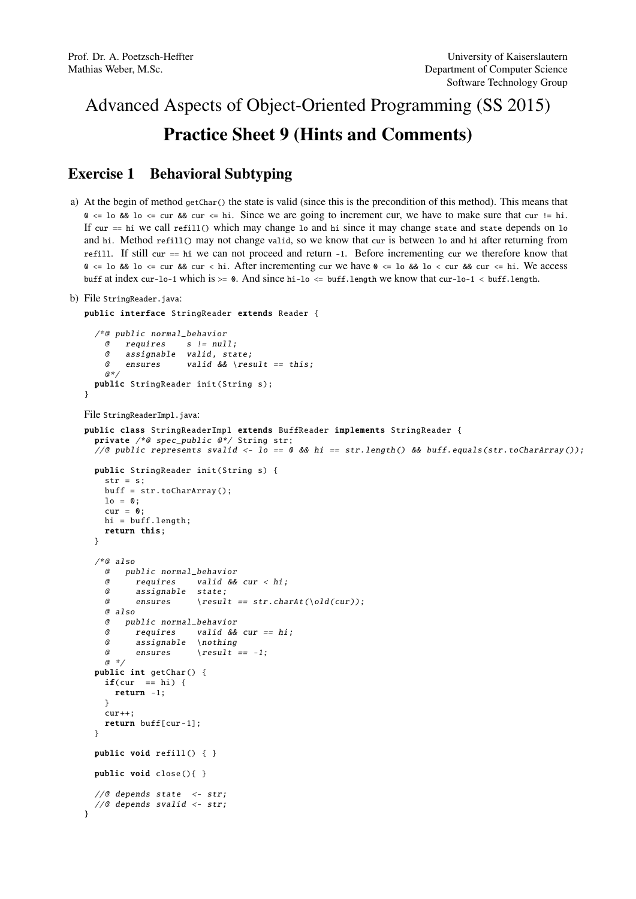Prof. Dr. A. Poetzsch-Heffter
Mathias Weber, M.Sc.

University of Kaiserslautern
Department of Computer Science
Software Technology Group

# Advanced Aspects of Object-Oriented Programming (SS 2015)

# Practice Sheet 9 (Hints and Comments)

## Exercise 1 Behavioral Subtyping

a) At the begin of method `getChar()` the state is valid (since this is the precondition of this method). This means that `0 <= lo && lo <= cur && cur <= hi`. Since we are going to increment cur, we have to make sure that `cur != hi`. If `cur == hi` we call `refill()` which may change `lo` and `hi` since it may change `state` and `state` depends on `lo` and `hi`. Method `refill()` may not change `valid`, so we know that `cur` is between `lo` and `hi` after returning from `refill`. If still `cur == hi` we can not proceed and return `-1`. Before incrementing `cur` we therefore know that `0 <= lo && lo <= cur && cur < hi`. After incrementing `cur` we have `0 <= lo && lo < cur && cur <= hi`. We access `buff` at index `cur-lo-1` which is `>= 0`. And since `hi-lo <= buff.length` we know that `cur-lo-1 < buff.length`.

b) File `StringReader.java`:

```java
public interface StringReader extends Reader {

  /*@ public normal_behavior
    @   requires    s != null;
    @   assignable  valid, state;
    @   ensures     valid && \result == this;
    @*/
  public StringReader init(String s);
}
```

File `StringReaderImpl.java`:

```java
public class StringReaderImpl extends BuffReader implements StringReader {
  private /*@ spec_public @*/ String str;
  //@ public represents svalid <- lo == 0 && hi == str.length() && buff.equals(str.toCharArray());

  public StringReader init(String s) {
    str = s;
    buff = str.toCharArray();
    lo = 0;
    cur = 0;
    hi = buff.length;
    return this;
  }

  /*@ also
    @   public normal_behavior
    @     requires    valid && cur < hi;
    @     assignable  state;
    @     ensures     \result == str.charAt(\old(cur));
    @ also
    @   public normal_behavior
    @     requires    valid && cur == hi;
    @     assignable  \nothing
    @     ensures     \result == -1;
    @ */
  public int getChar() {
    if(cur  == hi) {
      return -1;
    }
    cur++;
    return buff[cur-1];
  }

  public void refill() { }

  public void close(){ }

  //@ depends state  <- str;
  //@ depends svalid <- str;
}
```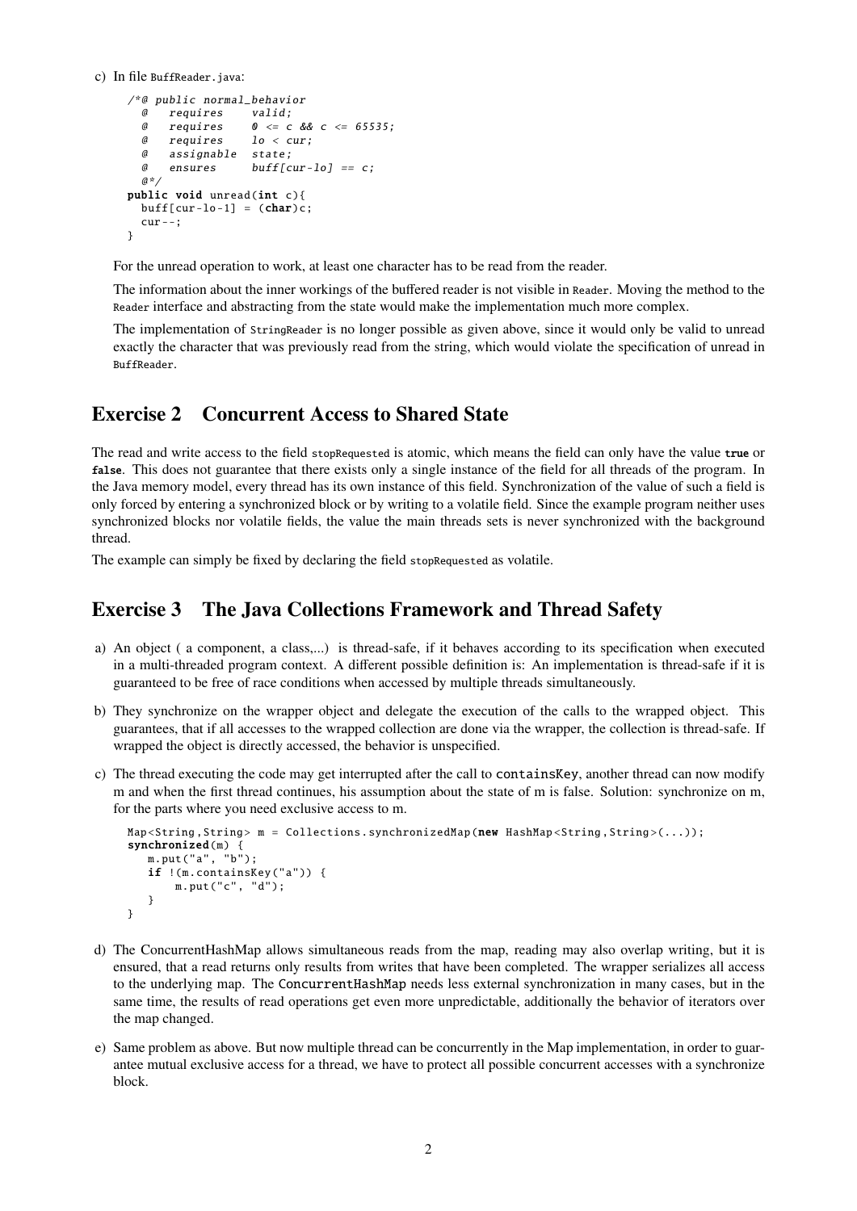c) In file `BuffReader.java`:

```
/*@ public normal_behavior
  @   requires    valid;
  @   requires    0 <= c && c <= 65535;
  @   requires    lo < cur;
  @   assignable  state;
  @   ensures     buff[cur-lo] == c;
  @*/
public void unread(int c){
  buff[cur-lo-1] = (char)c;
  cur--;
}
```

For the unread operation to work, at least one character has to be read from the reader.

The information about the inner workings of the buffered reader is not visible in `Reader`. Moving the method to the `Reader` interface and abstracting from the state would make the implementation much more complex.

The implementation of `StringReader` is no longer possible as given above, since it would only be valid to unread exactly the character that was previously read from the string, which would violate the specification of unread in `BuffReader`.

## Exercise 2 Concurrent Access to Shared State

The read and write access to the field `stopRequested` is atomic, which means the field can only have the value **true** or **false**. This does not guarantee that there exists only a single instance of the field for all threads of the program. In the Java memory model, every thread has its own instance of this field. Synchronization of the value of such a field is only forced by entering a synchronized block or by writing to a volatile field. Since the example program neither uses synchronized blocks nor volatile fields, the value the main threads sets is never synchronized with the background thread.

The example can simply be fixed by declaring the field `stopRequested` as volatile.

## Exercise 3 The Java Collections Framework and Thread Safety

a) An object ( a component, a class,...) is thread-safe, if it behaves according to its specification when executed in a multi-threaded program context. A different possible definition is: An implementation is thread-safe if it is guaranteed to be free of race conditions when accessed by multiple threads simultaneously.

b) They synchronize on the wrapper object and delegate the execution of the calls to the wrapped object. This guarantees, that if all accesses to the wrapped collection are done via the wrapper, the collection is thread-safe. If wrapped the object is directly accessed, the behavior is unspecified.

c) The thread executing the code may get interrupted after the call to containsKey, another thread can now modify m and when the first thread continues, his assumption about the state of m is false. Solution: synchronize on m, for the parts where you need exclusive access to m.

```
Map<String,String> m = Collections.synchronizedMap(new HashMap<String,String>(...));
synchronized(m) {
   m.put("a", "b");
   if !(m.containsKey("a")) {
        m.put("c", "d");
   }
}
```

d) The ConcurrentHashMap allows simultaneous reads from the map, reading may also overlap writing, but it is ensured, that a read returns only results from writes that have been completed. The wrapper serializes all access to the underlying map. The ConcurrentHashMap needs less external synchronization in many cases, but in the same time, the results of read operations get even more unpredictable, additionally the behavior of iterators over the map changed.

e) Same problem as above. But now multiple thread can be concurrently in the Map implementation, in order to guarantee mutual exclusive access for a thread, we have to protect all possible concurrent accesses with a synchronize block.